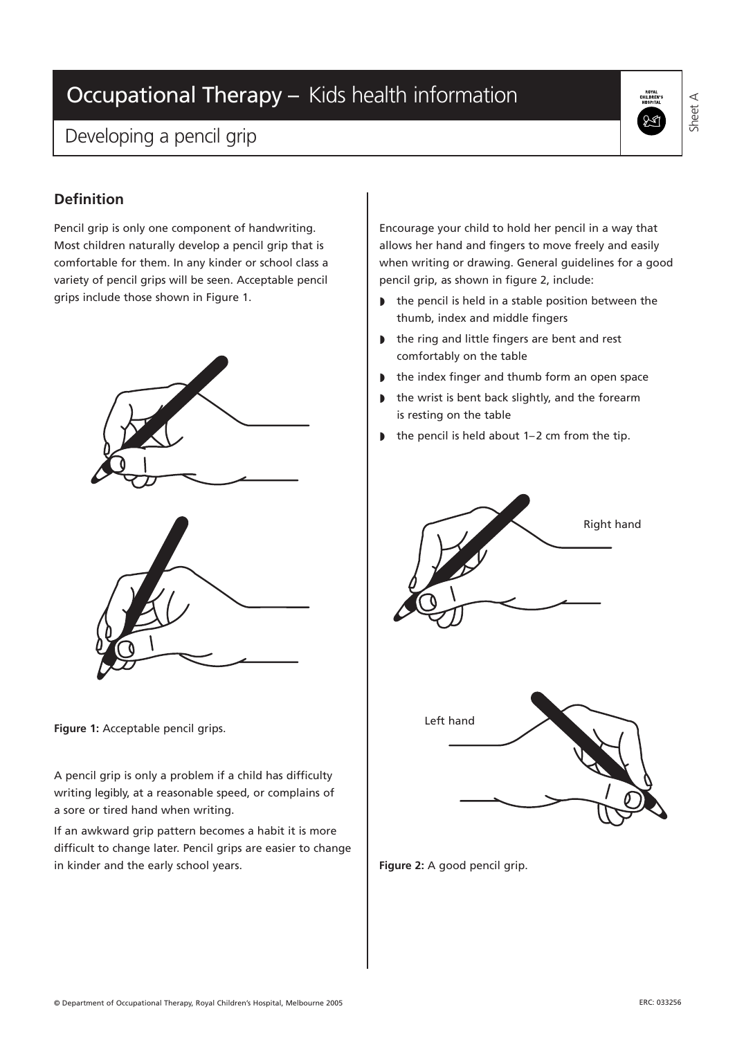# Occupational Therapy – Kids health information

## Developing a pencil grip

### Definition

Pencil grip is only one component of handwriting. Most children naturally develop a pencil grip that is comfortable for them. In any kinder or school class a variety of pencil grips will be seen. Acceptable pencil grips include those shown in Figure 1.

**Figure 1:** Acceptable pencil grips.

A pencil grip is only a problem if a child has difficulty writing legibly, at a reasonable speed, or complains of a sore or tired hand when writing.

If an awkward grip pattern becomes a habit it is more difficult to change later. Pencil grips are easier to change in kinder and the early school years.

Encourage your child to hold her pencil in a way that allows her hand and fingers to move freely and easily when writing or drawing. General guidelines for a good pencil grip, as shown in figure 2, include:

- the pencil is held in a stable position between the thumb, index and middle fingers
- the ring and little fingers are bent and rest comfortably on the table
- the index finger and thumb form an open space
- the wrist is bent back slightly, and the forearm is resting on the table
- the pencil is held about 1–2 cm from the tip.

Right hand

Left hand

**Figure 2:** A good pencil grip.

© Department of Occupational Therapy, Royal Children's Hospital, Melbourne 2005

ERC: 033256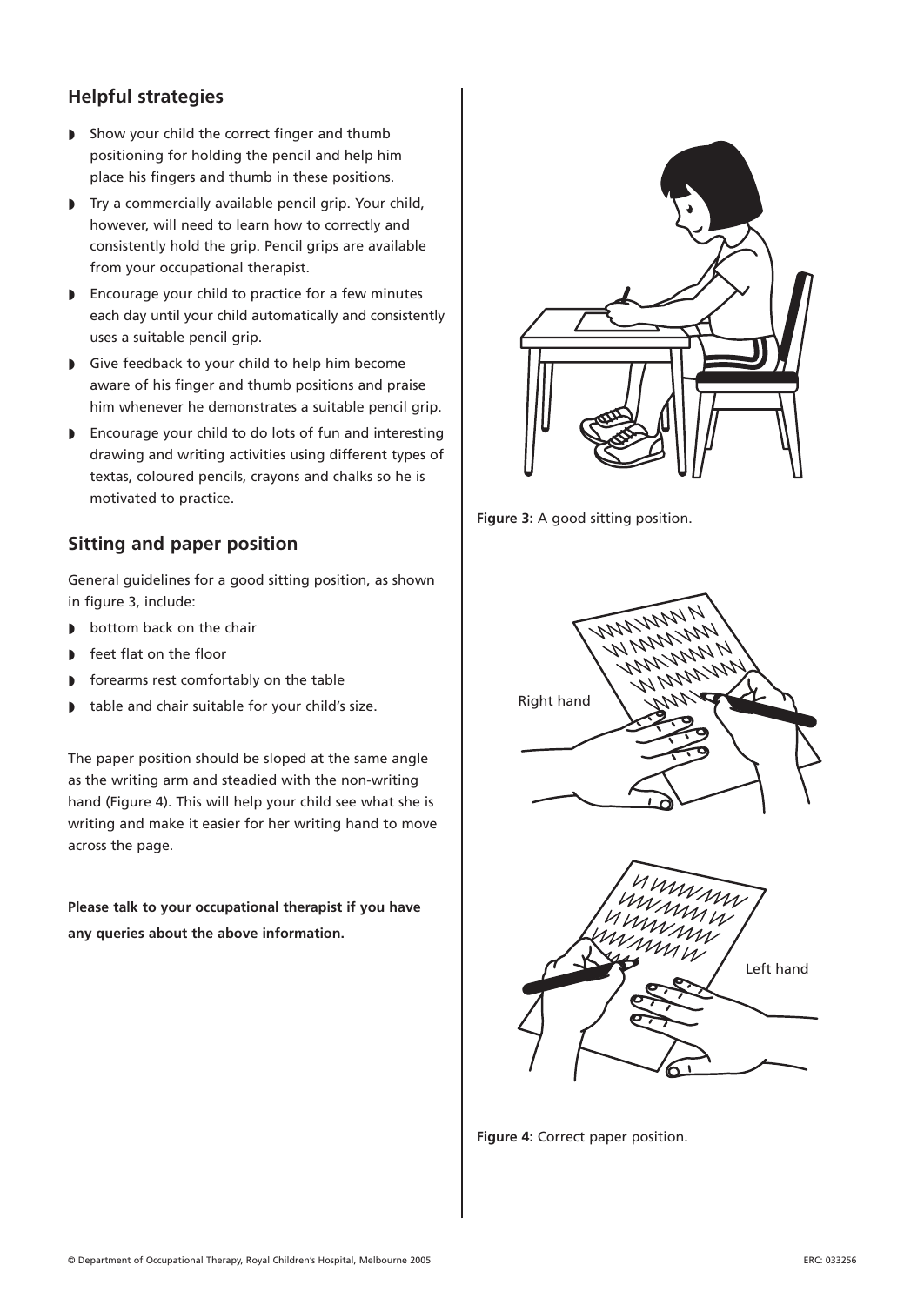## Helpful strategies

- Show your child the correct finger and thumb positioning for holding the pencil and help him place his fingers and thumb in these positions.
- Try a commercially available pencil grip. Your child, however, will need to learn how to correctly and consistently hold the grip. Pencil grips are available from your occupational therapist.
- Encourage your child to practice for a few minutes each day until your child automatically and consistently uses a suitable pencil grip.
- Give feedback to your child to help him become aware of his finger and thumb positions and praise him whenever he demonstrates a suitable pencil grip.
- Encourage your child to do lots of fun and interesting drawing and writing activities using different types of textas, coloured pencils, crayons and chalks so he is motivated to practice.

## Sitting and paper position

General guidelines for a good sitting position, as shown in figure 3, include:

- bottom back on the chair
- feet flat on the floor
- forearms rest comfortably on the table
- table and chair suitable for your child's size.

The paper position should be sloped at the same angle as the writing arm and steadied with the non-writing hand (Figure 4). This will help your child see what she is writing and make it easier for her writing hand to move across the page.

**Please talk to your occupational therapist if you have any queries about the above information.**

**Figure 3:** A good sitting position.

Right hand

Left hand

**Figure 4:** Correct paper position.

© Department of Occupational Therapy, Royal Children's Hospital, Melbourne 2005

ERC: 033256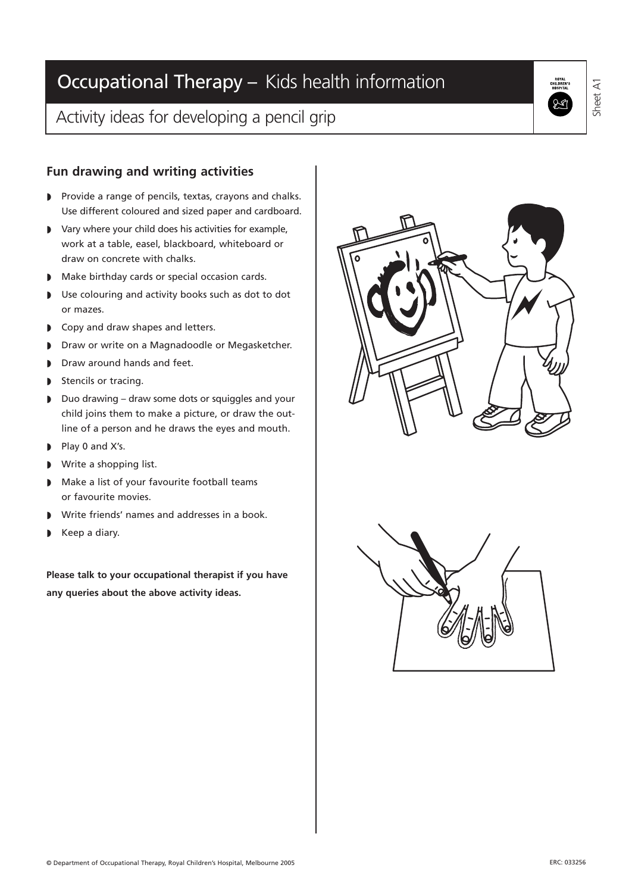# Occupational Therapy – Kids health information

## Activity ideas for developing a pencil grip

### Fun drawing and writing activities

- Provide a range of pencils, textas, crayons and chalks. Use different coloured and sized paper and cardboard.
- Vary where your child does his activities for example, work at a table, easel, blackboard, whiteboard or draw on concrete with chalks.
- Make birthday cards or special occasion cards.
- Use colouring and activity books such as dot to dot or mazes.
- Copy and draw shapes and letters.
- Draw or write on a Magnadoodle or Megasketcher.
- Draw around hands and feet.
- Stencils or tracing.
- Duo drawing – draw some dots or squiggles and your child joins them to make a picture, or draw the outline of a person and he draws the eyes and mouth.
- Play 0 and X's.
- Write a shopping list.
- Make a list of your favourite football teams or favourite movies.
- Write friends' names and addresses in a book.
- Keep a diary.

**Please talk to your occupational therapist if you have any queries about the above activity ideas.**

© Department of Occupational Therapy, Royal Children's Hospital, Melbourne 2005

ERC: 033256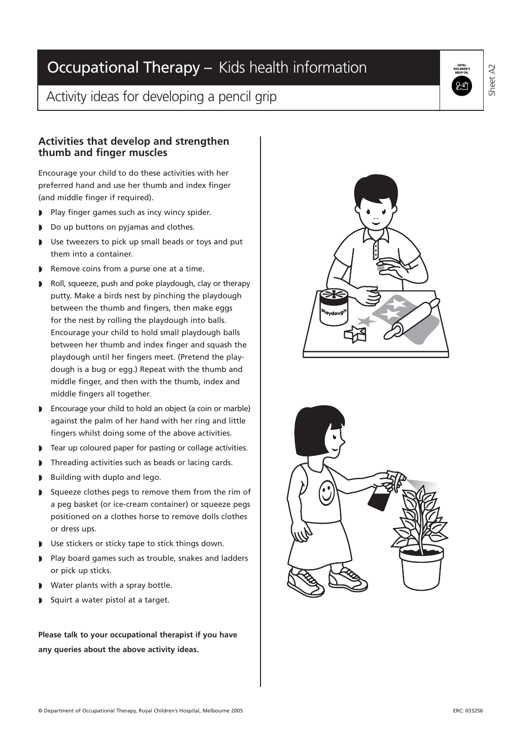# Occupational Therapy – Kids health information

## Activity ideas for developing a pencil grip

Sheet A2

### Activities that develop and strengthen thumb and finger muscles

Encourage your child to do these activities with her preferred hand and use her thumb and index finger (and middle finger if required).

- Play finger games such as incy wincy spider.
- Do up buttons on pyjamas and clothes.
- Use tweezers to pick up small beads or toys and put them into a container.
- Remove coins from a purse one at a time.
- Roll, squeeze, push and poke playdough, clay or therapy putty. Make a birds nest by pinching the playdough between the thumb and fingers, then make eggs for the nest by rolling the playdough into balls. Encourage your child to hold small playdough balls between her thumb and index finger and squash the playdough until her fingers meet. (Pretend the play-dough is a bug or egg.) Repeat with the thumb and middle finger, and then with the thumb, index and middle fingers all together.
- Encourage your child to hold an object (a coin or marble) against the palm of her hand with her ring and little fingers whilst doing some of the above activities.
- Tear up coloured paper for pasting or collage activities.
- Threading activities such as beads or lacing cards.
- Building with duplo and lego.
- Squeeze clothes pegs to remove them from the rim of a peg basket (or ice-cream container) or squeeze pegs positioned on a clothes horse to remove dolls clothes or dress ups.
- Use stickers or sticky tape to stick things down.
- Play board games such as trouble, snakes and ladders or pick up sticks.
- Water plants with a spray bottle.
- Squirt a water pistol at a target.

**Please talk to your occupational therapist if you have any queries about the above activity ideas.**

© Department of Occupational Therapy, Royal Children's Hospital, Melbourne 2005

ERC: 033256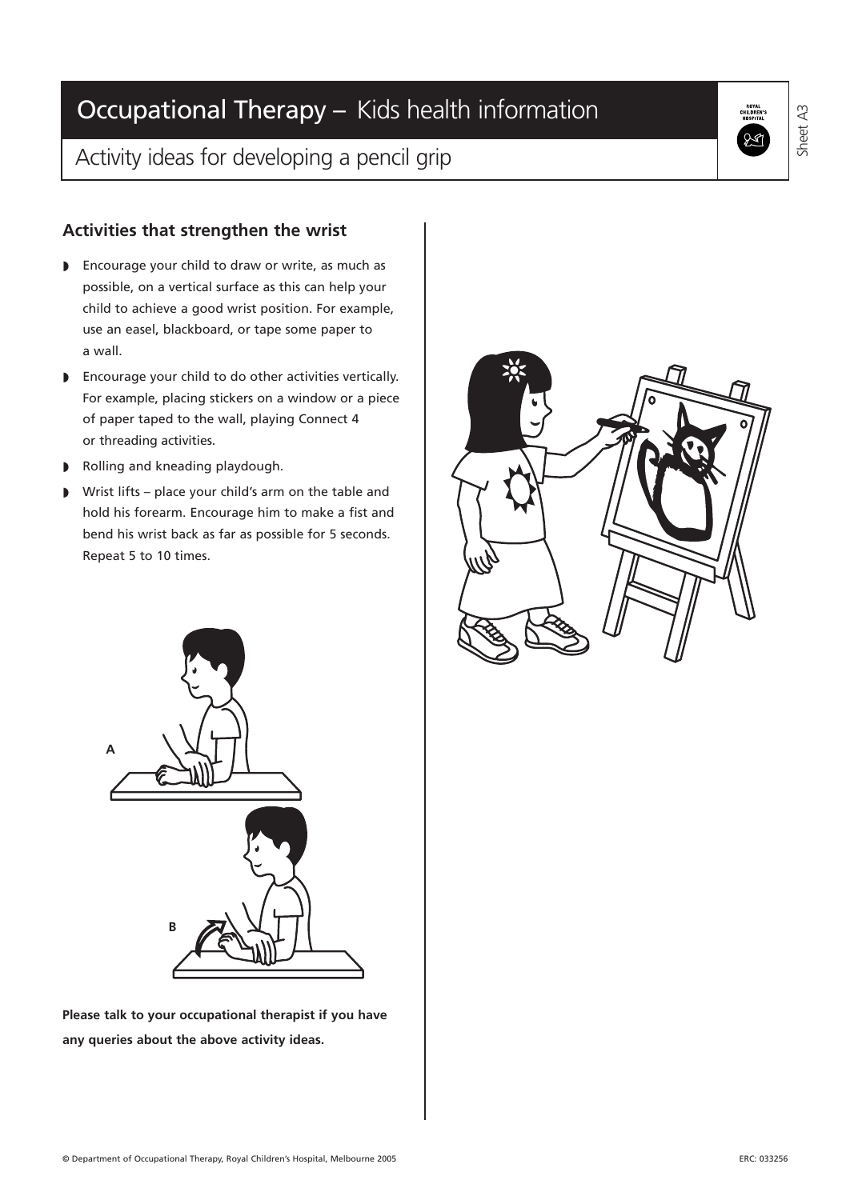# Occupational Therapy – Kids health information

## Activity ideas for developing a pencil grip

### Activities that strengthen the wrist

- Encourage your child to draw or write, as much as possible, on a vertical surface as this can help your child to achieve a good wrist position. For example, use an easel, blackboard, or tape some paper to a wall.
- Encourage your child to do other activities vertically. For example, placing stickers on a window or a piece of paper taped to the wall, playing Connect 4 or threading activities.
- Rolling and kneading playdough.
- Wrist lifts – place your child's arm on the table and hold his forearm. Encourage him to make a fist and bend his wrist back as far as possible for 5 seconds. Repeat 5 to 10 times.

A

B

**Please talk to your occupational therapist if you have any queries about the above activity ideas.**

© Department of Occupational Therapy, Royal Children's Hospital, Melbourne 2005

ERC: 033256